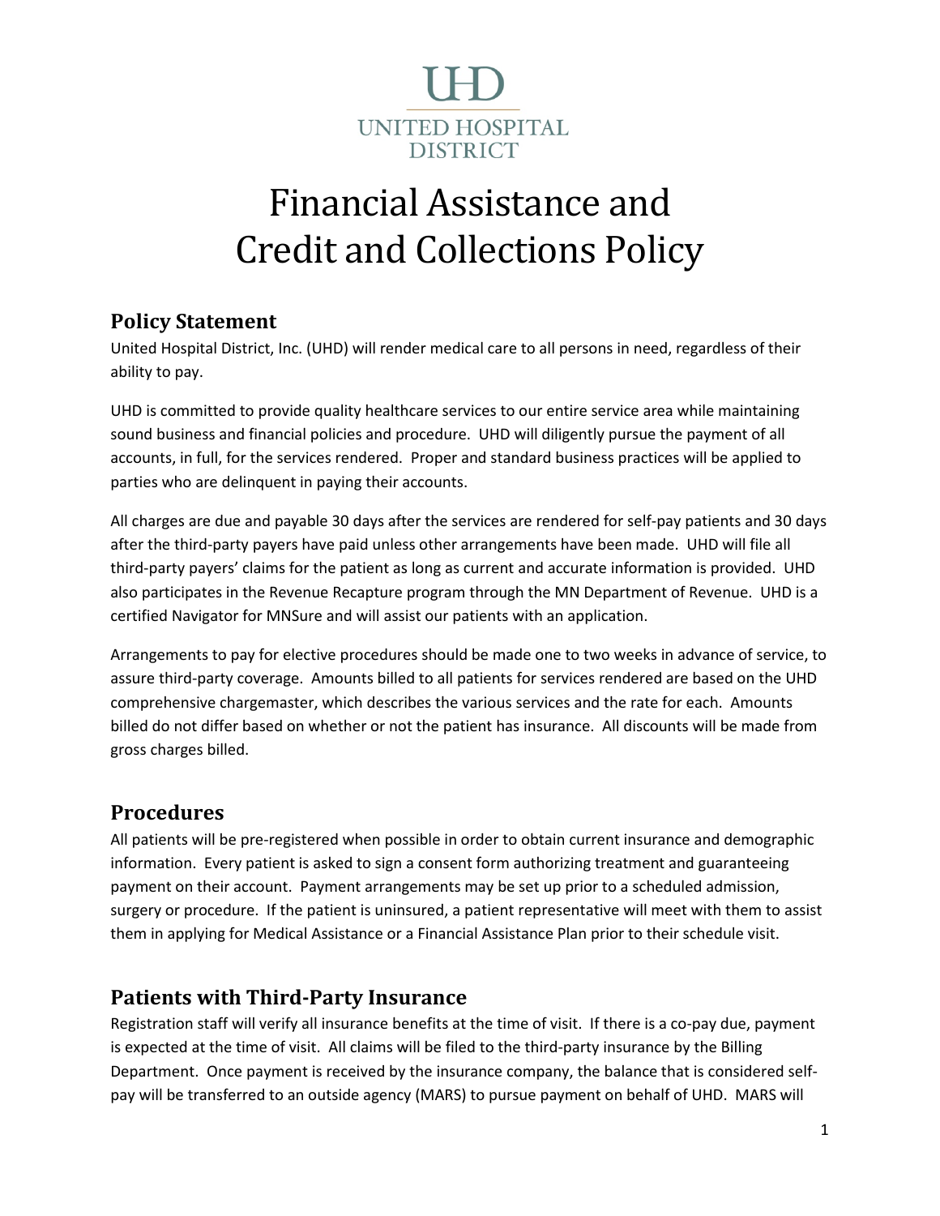UHD

UNITED HOSPITAL DISTRICT

# Financial Assistance and Credit and Collections Policy

## Policy Statement

United Hospital District, Inc. (UHD) will render medical care to all persons in need, regardless of their ability to pay.

UHD is committed to provide quality healthcare services to our entire service area while maintaining sound business and financial policies and procedure. UHD will diligently pursue the payment of all accounts, in full, for the services rendered. Proper and standard business practices will be applied to parties who are delinquent in paying their accounts.

All charges are due and payable 30 days after the services are rendered for self-pay patients and 30 days after the third-party payers have paid unless other arrangements have been made. UHD will file all third-party payers' claims for the patient as long as current and accurate information is provided. UHD also participates in the Revenue Recapture program through the MN Department of Revenue. UHD is a certified Navigator for MNSure and will assist our patients with an application.

Arrangements to pay for elective procedures should be made one to two weeks in advance of service, to assure third-party coverage. Amounts billed to all patients for services rendered are based on the UHD comprehensive chargemaster, which describes the various services and the rate for each. Amounts billed do not differ based on whether or not the patient has insurance. All discounts will be made from gross charges billed.

## Procedures

All patients will be pre-registered when possible in order to obtain current insurance and demographic information. Every patient is asked to sign a consent form authorizing treatment and guaranteeing payment on their account. Payment arrangements may be set up prior to a scheduled admission, surgery or procedure. If the patient is uninsured, a patient representative will meet with them to assist them in applying for Medical Assistance or a Financial Assistance Plan prior to their schedule visit.

## Patients with Third-Party Insurance

Registration staff will verify all insurance benefits at the time of visit. If there is a co-pay due, payment is expected at the time of visit. All claims will be filed to the third-party insurance by the Billing Department. Once payment is received by the insurance company, the balance that is considered self-pay will be transferred to an outside agency (MARS) to pursue payment on behalf of UHD. MARS will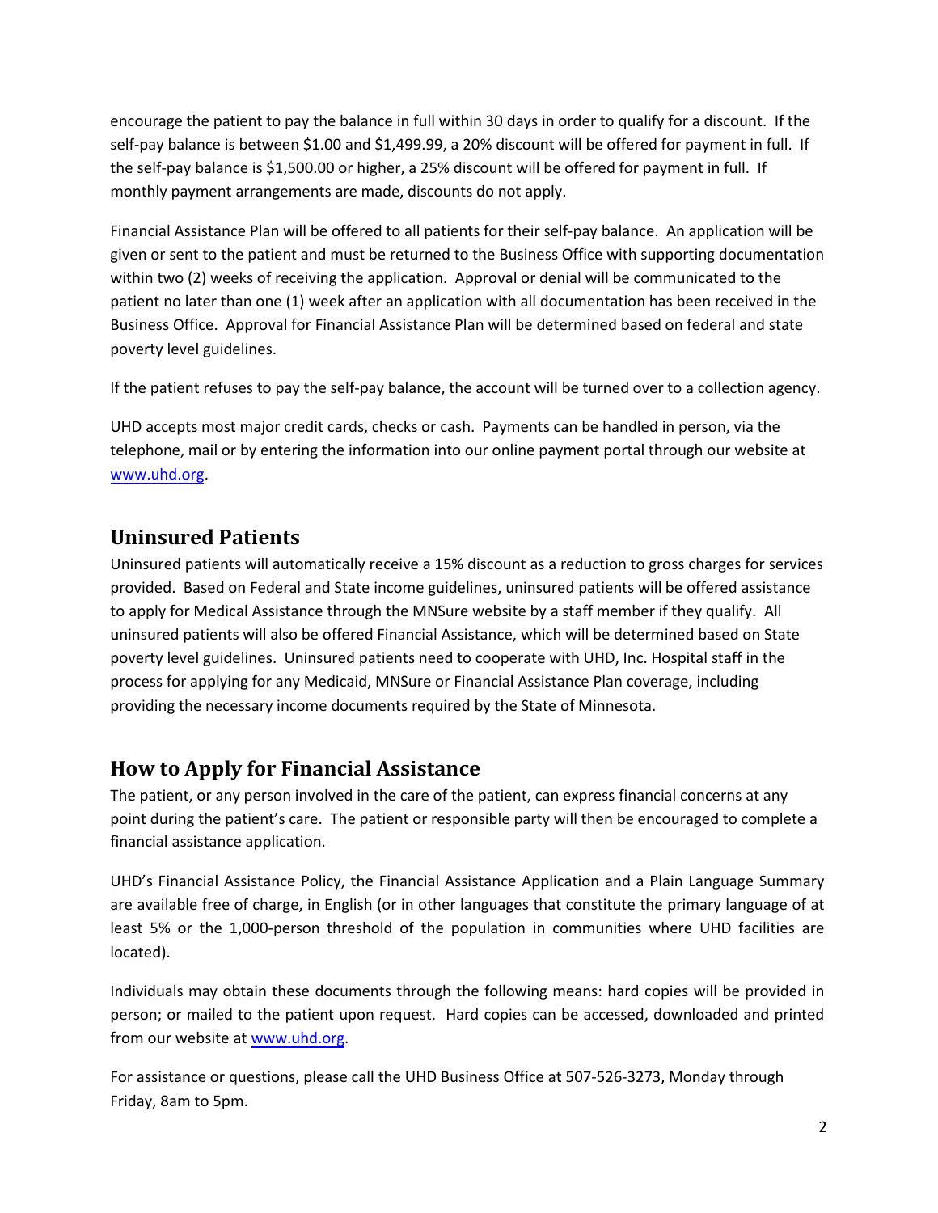encourage the patient to pay the balance in full within 30 days in order to qualify for a discount. If the self-pay balance is between $1.00 and $1,499.99, a 20% discount will be offered for payment in full. If the self-pay balance is $1,500.00 or higher, a 25% discount will be offered for payment in full. If monthly payment arrangements are made, discounts do not apply.

Financial Assistance Plan will be offered to all patients for their self-pay balance. An application will be given or sent to the patient and must be returned to the Business Office with supporting documentation within two (2) weeks of receiving the application. Approval or denial will be communicated to the patient no later than one (1) week after an application with all documentation has been received in the Business Office. Approval for Financial Assistance Plan will be determined based on federal and state poverty level guidelines.

If the patient refuses to pay the self-pay balance, the account will be turned over to a collection agency.

UHD accepts most major credit cards, checks or cash. Payments can be handled in person, via the telephone, mail or by entering the information into our online payment portal through our website at [www.uhd.org](http://www.uhd.org).

## Uninsured Patients

Uninsured patients will automatically receive a 15% discount as a reduction to gross charges for services provided. Based on Federal and State income guidelines, uninsured patients will be offered assistance to apply for Medical Assistance through the MNSure website by a staff member if they qualify. All uninsured patients will also be offered Financial Assistance, which will be determined based on State poverty level guidelines. Uninsured patients need to cooperate with UHD, Inc. Hospital staff in the process for applying for any Medicaid, MNSure or Financial Assistance Plan coverage, including providing the necessary income documents required by the State of Minnesota.

## How to Apply for Financial Assistance

The patient, or any person involved in the care of the patient, can express financial concerns at any point during the patient's care. The patient or responsible party will then be encouraged to complete a financial assistance application.

UHD's Financial Assistance Policy, the Financial Assistance Application and a Plain Language Summary are available free of charge, in English (or in other languages that constitute the primary language of at least 5% or the 1,000-person threshold of the population in communities where UHD facilities are located).

Individuals may obtain these documents through the following means: hard copies will be provided in person; or mailed to the patient upon request. Hard copies can be accessed, downloaded and printed from our website at [www.uhd.org](http://www.uhd.org).

For assistance or questions, please call the UHD Business Office at 507-526-3273, Monday through Friday, 8am to 5pm.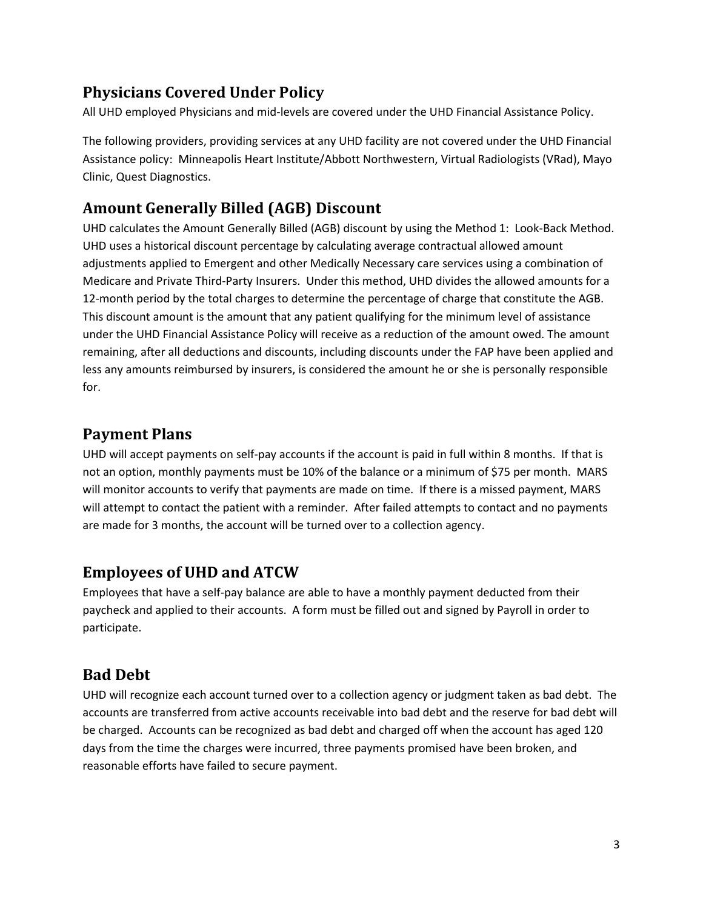## Physicians Covered Under Policy

All UHD employed Physicians and mid-levels are covered under the UHD Financial Assistance Policy.

The following providers, providing services at any UHD facility are not covered under the UHD Financial Assistance policy: Minneapolis Heart Institute/Abbott Northwestern, Virtual Radiologists (VRad), Mayo Clinic, Quest Diagnostics.

## Amount Generally Billed (AGB) Discount

UHD calculates the Amount Generally Billed (AGB) discount by using the Method 1: Look-Back Method. UHD uses a historical discount percentage by calculating average contractual allowed amount adjustments applied to Emergent and other Medically Necessary care services using a combination of Medicare and Private Third-Party Insurers. Under this method, UHD divides the allowed amounts for a 12-month period by the total charges to determine the percentage of charge that constitute the AGB. This discount amount is the amount that any patient qualifying for the minimum level of assistance under the UHD Financial Assistance Policy will receive as a reduction of the amount owed. The amount remaining, after all deductions and discounts, including discounts under the FAP have been applied and less any amounts reimbursed by insurers, is considered the amount he or she is personally responsible for.

## Payment Plans

UHD will accept payments on self-pay accounts if the account is paid in full within 8 months. If that is not an option, monthly payments must be 10% of the balance or a minimum of $75 per month. MARS will monitor accounts to verify that payments are made on time. If there is a missed payment, MARS will attempt to contact the patient with a reminder. After failed attempts to contact and no payments are made for 3 months, the account will be turned over to a collection agency.

## Employees of UHD and ATCW

Employees that have a self-pay balance are able to have a monthly payment deducted from their paycheck and applied to their accounts. A form must be filled out and signed by Payroll in order to participate.

## Bad Debt

UHD will recognize each account turned over to a collection agency or judgment taken as bad debt. The accounts are transferred from active accounts receivable into bad debt and the reserve for bad debt will be charged. Accounts can be recognized as bad debt and charged off when the account has aged 120 days from the time the charges were incurred, three payments promised have been broken, and reasonable efforts have failed to secure payment.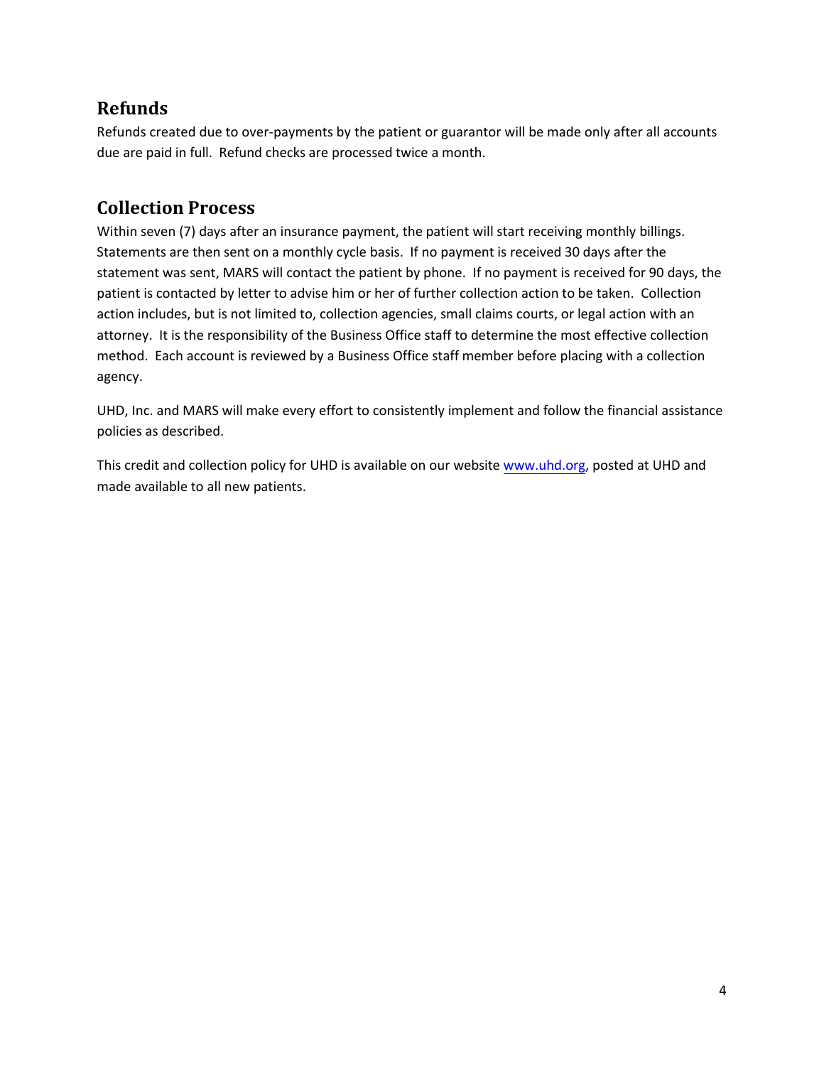## Refunds

Refunds created due to over-payments by the patient or guarantor will be made only after all accounts due are paid in full. Refund checks are processed twice a month.

## Collection Process

Within seven (7) days after an insurance payment, the patient will start receiving monthly billings. Statements are then sent on a monthly cycle basis. If no payment is received 30 days after the statement was sent, MARS will contact the patient by phone. If no payment is received for 90 days, the patient is contacted by letter to advise him or her of further collection action to be taken. Collection action includes, but is not limited to, collection agencies, small claims courts, or legal action with an attorney. It is the responsibility of the Business Office staff to determine the most effective collection method. Each account is reviewed by a Business Office staff member before placing with a collection agency.

UHD, Inc. and MARS will make every effort to consistently implement and follow the financial assistance policies as described.

This credit and collection policy for UHD is available on our website [www.uhd.org](http://www.uhd.org), posted at UHD and made available to all new patients.